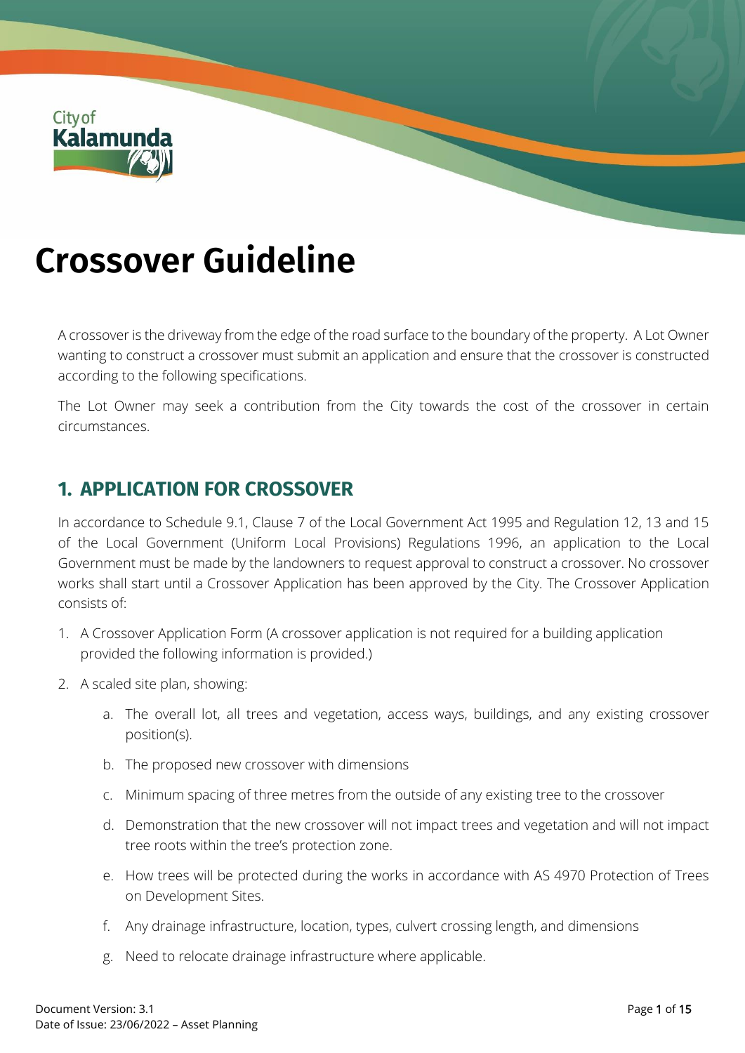# Crossover Guideline

A crossover is the driveway from the edge of the road surface to the boundary of the property. A Lot Owner wanting to construct a crossover must submit an application and ensure that the crossover is constructed according to the following specifications.

The Lot Owner may seek a contribution from the City towards the cost of the crossover in certain circumstances.

## 1. APPLICATION FOR CROSSOVER

In accordance to Schedule 9.1, Clause 7 of the Local Government Act 1995 and Regulation 12, 13 and 15 of the Local Government (Uniform Local Provisions) Regulations 1996, an application to the Local Government must be made by the landowners to request approval to construct a crossover. No crossover works shall start until a Crossover Application has been approved by the City. The Crossover Application consists of:

1. A Crossover Application Form (A crossover application is not required for a building application provided the following information is provided.)
2. A scaled site plan, showing:
    a. The overall lot, all trees and vegetation, access ways, buildings, and any existing crossover position(s).
    b. The proposed new crossover with dimensions
    c. Minimum spacing of three metres from the outside of any existing tree to the crossover
    d. Demonstration that the new crossover will not impact trees and vegetation and will not impact tree roots within the tree's protection zone.
    e. How trees will be protected during the works in accordance with AS 4970 Protection of Trees on Development Sites.
    f. Any drainage infrastructure, location, types, culvert crossing length, and dimensions
    g. Need to relocate drainage infrastructure where applicable.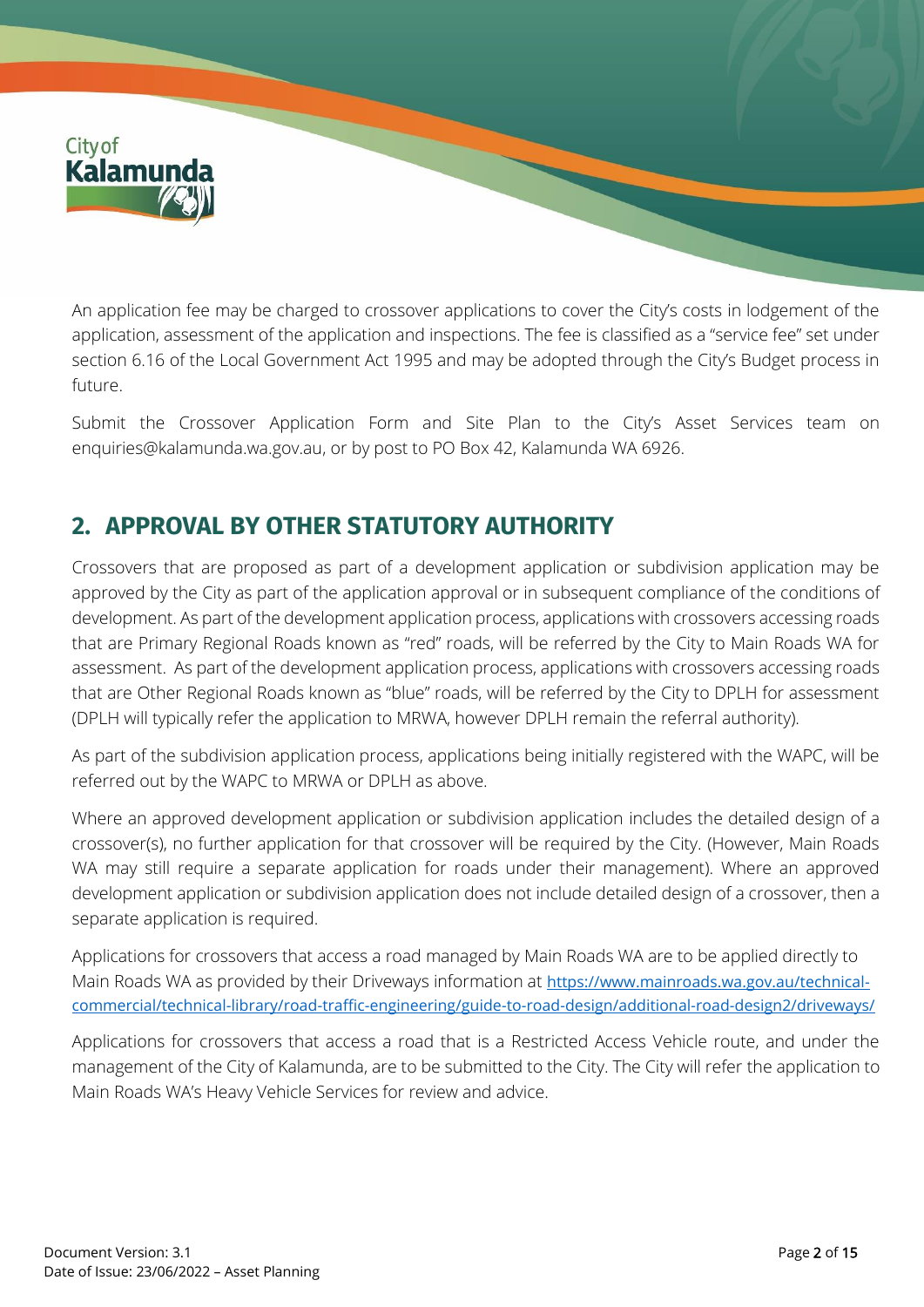An application fee may be charged to crossover applications to cover the City's costs in lodgement of the application, assessment of the application and inspections. The fee is classified as a "service fee" set under section 6.16 of the Local Government Act 1995 and may be adopted through the City's Budget process in future.

Submit the Crossover Application Form and Site Plan to the City's Asset Services team on enquiries@kalamunda.wa.gov.au, or by post to PO Box 42, Kalamunda WA 6926.

## 2. APPROVAL BY OTHER STATUTORY AUTHORITY

Crossovers that are proposed as part of a development application or subdivision application may be approved by the City as part of the application approval or in subsequent compliance of the conditions of development. As part of the development application process, applications with crossovers accessing roads that are Primary Regional Roads known as "red" roads, will be referred by the City to Main Roads WA for assessment. As part of the development application process, applications with crossovers accessing roads that are Other Regional Roads known as "blue" roads, will be referred by the City to DPLH for assessment (DPLH will typically refer the application to MRWA, however DPLH remain the referral authority).

As part of the subdivision application process, applications being initially registered with the WAPC, will be referred out by the WAPC to MRWA or DPLH as above.

Where an approved development application or subdivision application includes the detailed design of a crossover(s), no further application for that crossover will be required by the City. (However, Main Roads WA may still require a separate application for roads under their management). Where an approved development application or subdivision application does not include detailed design of a crossover, then a separate application is required.

Applications for crossovers that access a road managed by Main Roads WA are to be applied directly to Main Roads WA as provided by their Driveways information at https://www.mainroads.wa.gov.au/technical-commercial/technical-library/road-traffic-engineering/guide-to-road-design/additional-road-design2/driveways/

Applications for crossovers that access a road that is a Restricted Access Vehicle route, and under the management of the City of Kalamunda, are to be submitted to the City. The City will refer the application to Main Roads WA's Heavy Vehicle Services for review and advice.

Document Version: 3.1
Date of Issue: 23/06/2022 – Asset Planning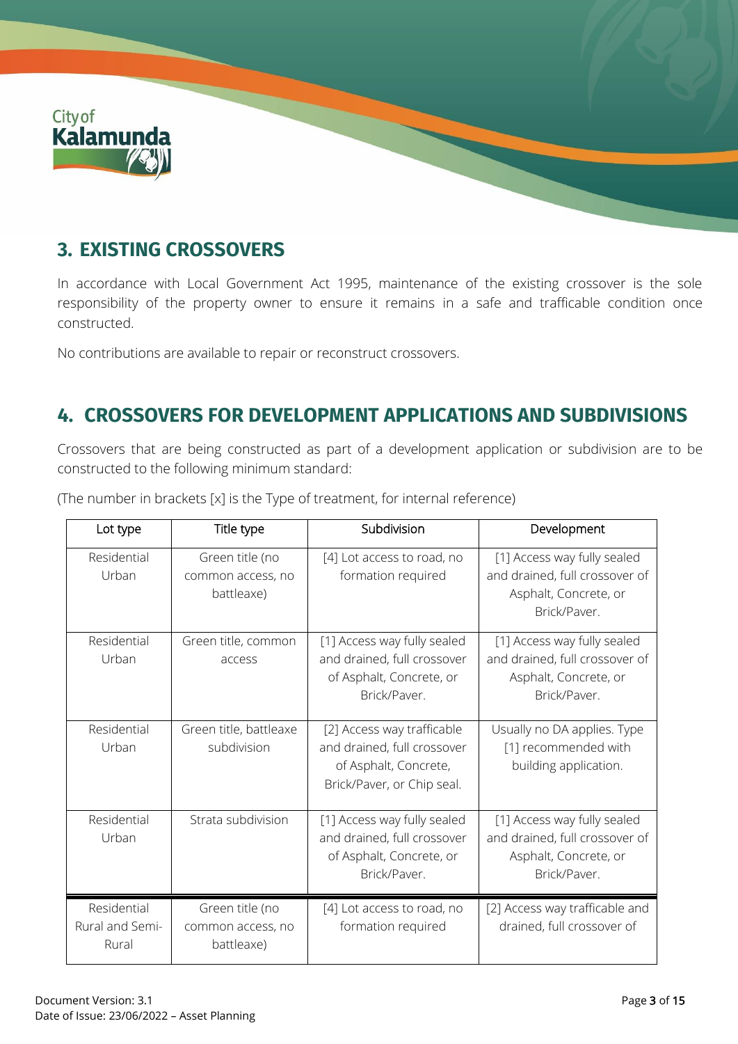## 3. EXISTING CROSSOVERS

In accordance with Local Government Act 1995, maintenance of the existing crossover is the sole responsibility of the property owner to ensure it remains in a safe and trafficable condition once constructed.

No contributions are available to repair or reconstruct crossovers.

## 4. CROSSOVERS FOR DEVELOPMENT APPLICATIONS AND SUBDIVISIONS

Crossovers that are being constructed as part of a development application or subdivision are to be constructed to the following minimum standard:

(The number in brackets [x] is the Type of treatment, for internal reference)

| Lot type | Title type | Subdivision | Development |
|---|---|---|---|
| Residential Urban | Green title (no common access, no battleaxe) | [4] Lot access to road, no formation required | [1] Access way fully sealed and drained, full crossover of Asphalt, Concrete, or Brick/Paver. |
| Residential Urban | Green title, common access | [1] Access way fully sealed and drained, full crossover of Asphalt, Concrete, or Brick/Paver. | [1] Access way fully sealed and drained, full crossover of Asphalt, Concrete, or Brick/Paver. |
| Residential Urban | Green title, battleaxe subdivision | [2] Access way trafficable and drained, full crossover of Asphalt, Concrete, Brick/Paver, or Chip seal. | Usually no DA applies. Type [1] recommended with building application. |
| Residential Urban | Strata subdivision | [1] Access way fully sealed and drained, full crossover of Asphalt, Concrete, or Brick/Paver. | [1] Access way fully sealed and drained, full crossover of Asphalt, Concrete, or Brick/Paver. |
| Residential Rural and Semi-Rural | Green title (no common access, no battleaxe) | [4] Lot access to road, no formation required | [2] Access way trafficable and drained, full crossover of |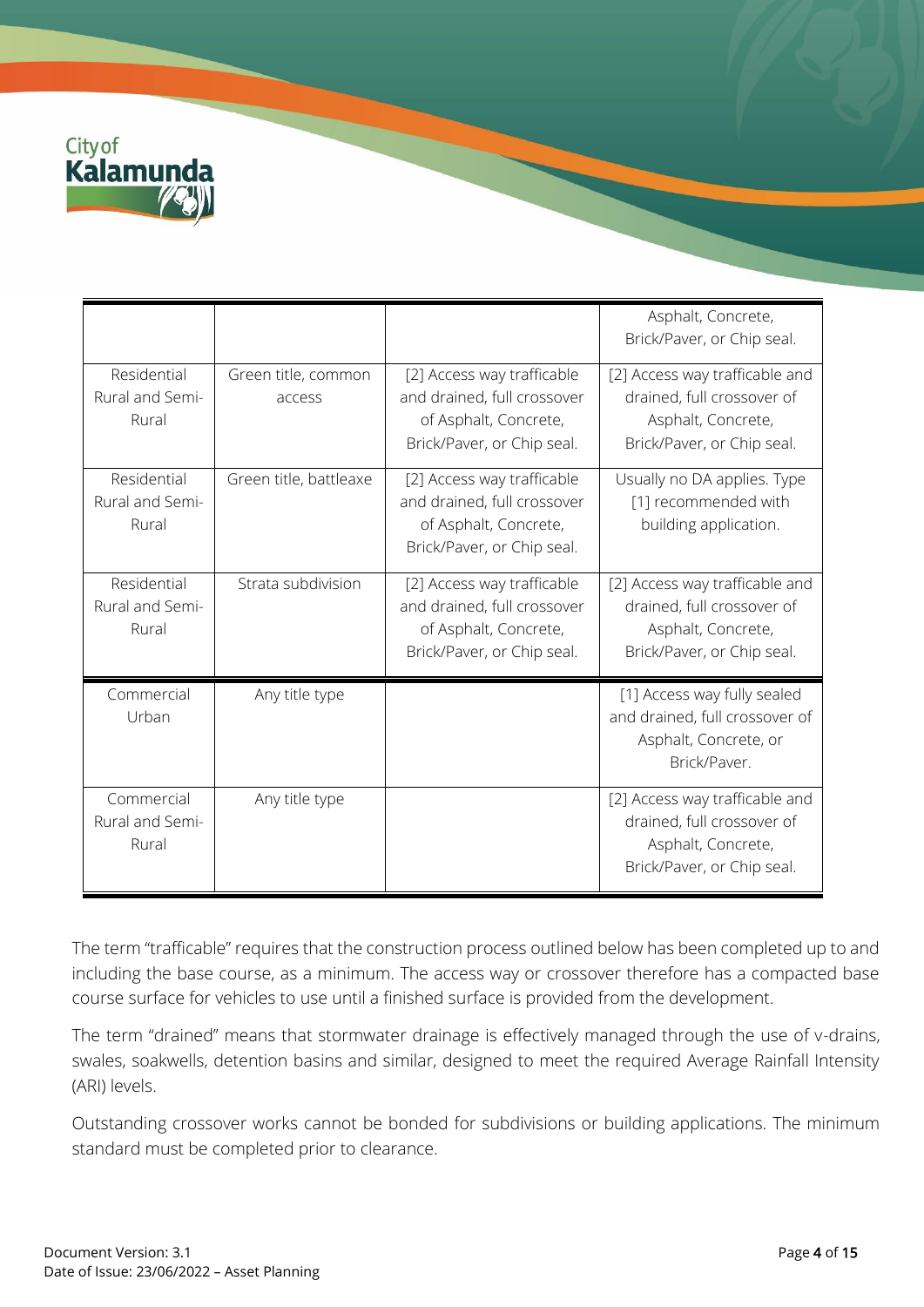| | | | |
|---|---|---|---|
| | | | Asphalt, Concrete, Brick/Paver, or Chip seal. |
| Residential Rural and Semi-Rural | Green title, common access | [2] Access way trafficable and drained, full crossover of Asphalt, Concrete, Brick/Paver, or Chip seal. | [2] Access way trafficable and drained, full crossover of Asphalt, Concrete, Brick/Paver, or Chip seal. |
| Residential Rural and Semi-Rural | Green title, battleaxe | [2] Access way trafficable and drained, full crossover of Asphalt, Concrete, Brick/Paver, or Chip seal. | Usually no DA applies. Type [1] recommended with building application. |
| Residential Rural and Semi-Rural | Strata subdivision | [2] Access way trafficable and drained, full crossover of Asphalt, Concrete, Brick/Paver, or Chip seal. | [2] Access way trafficable and drained, full crossover of Asphalt, Concrete, Brick/Paver, or Chip seal. |
| Commercial Urban | Any title type | | [1] Access way fully sealed and drained, full crossover of Asphalt, Concrete, or Brick/Paver. |
| Commercial Rural and Semi-Rural | Any title type | | [2] Access way trafficable and drained, full crossover of Asphalt, Concrete, Brick/Paver, or Chip seal. |

The term "trafficable" requires that the construction process outlined below has been completed up to and including the base course, as a minimum. The access way or crossover therefore has a compacted base course surface for vehicles to use until a finished surface is provided from the development.

The term "drained" means that stormwater drainage is effectively managed through the use of v-drains, swales, soakwells, detention basins and similar, designed to meet the required Average Rainfall Intensity (ARI) levels.

Outstanding crossover works cannot be bonded for subdivisions or building applications. The minimum standard must be completed prior to clearance.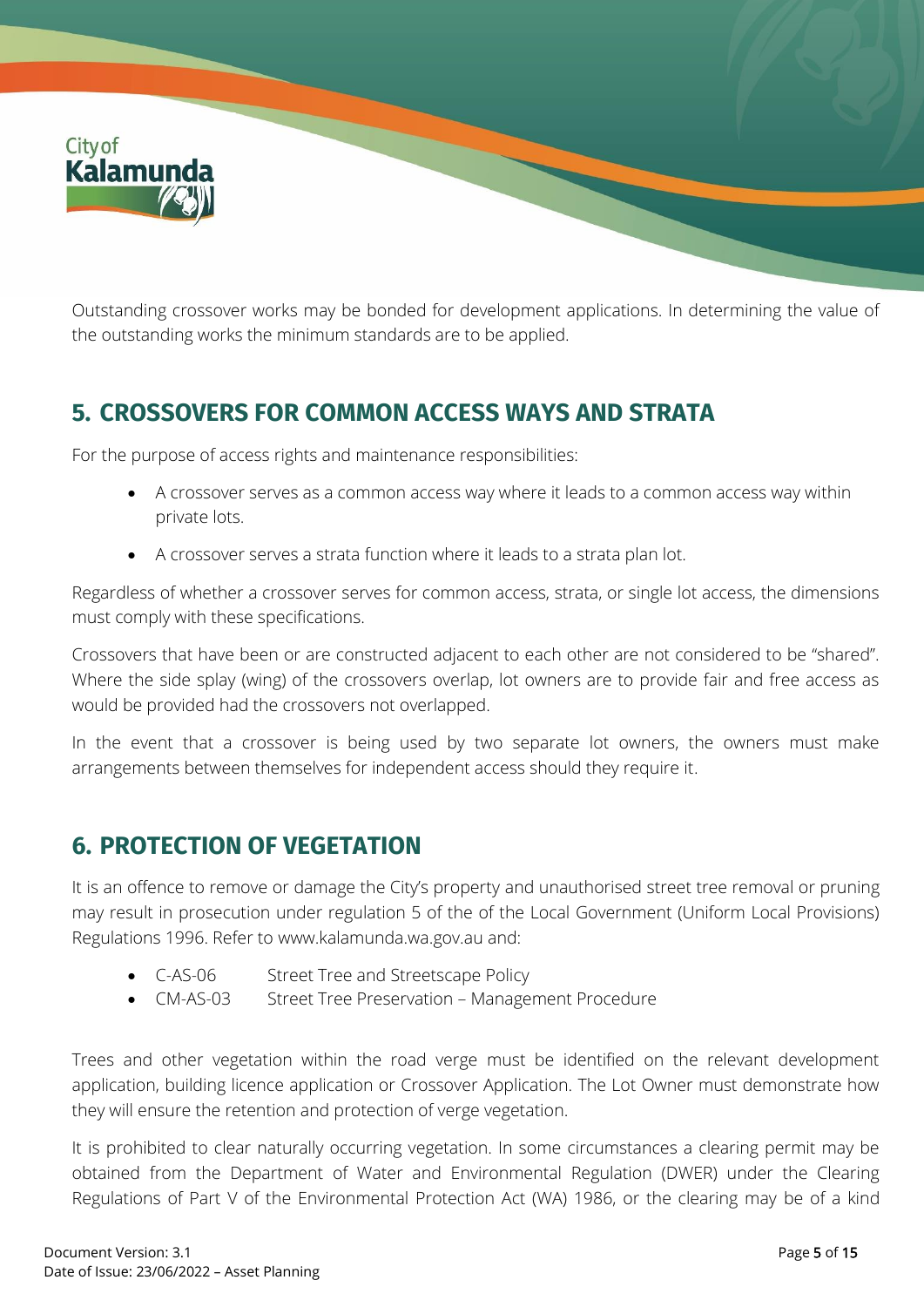Outstanding crossover works may be bonded for development applications. In determining the value of the outstanding works the minimum standards are to be applied.

## 5. CROSSOVERS FOR COMMON ACCESS WAYS AND STRATA

For the purpose of access rights and maintenance responsibilities:

- A crossover serves as a common access way where it leads to a common access way within private lots.
- A crossover serves a strata function where it leads to a strata plan lot.

Regardless of whether a crossover serves for common access, strata, or single lot access, the dimensions must comply with these specifications.

Crossovers that have been or are constructed adjacent to each other are not considered to be "shared". Where the side splay (wing) of the crossovers overlap, lot owners are to provide fair and free access as would be provided had the crossovers not overlapped.

In the event that a crossover is being used by two separate lot owners, the owners must make arrangements between themselves for independent access should they require it.

## 6. PROTECTION OF VEGETATION

It is an offence to remove or damage the City's property and unauthorised street tree removal or pruning may result in prosecution under regulation 5 of the of the Local Government (Uniform Local Provisions) Regulations 1996. Refer to www.kalamunda.wa.gov.au and:

- C-AS-06 Street Tree and Streetscape Policy
- CM-AS-03 Street Tree Preservation – Management Procedure

Trees and other vegetation within the road verge must be identified on the relevant development application, building licence application or Crossover Application. The Lot Owner must demonstrate how they will ensure the retention and protection of verge vegetation.

It is prohibited to clear naturally occurring vegetation. In some circumstances a clearing permit may be obtained from the Department of Water and Environmental Regulation (DWER) under the Clearing Regulations of Part V of the Environmental Protection Act (WA) 1986, or the clearing may be of a kind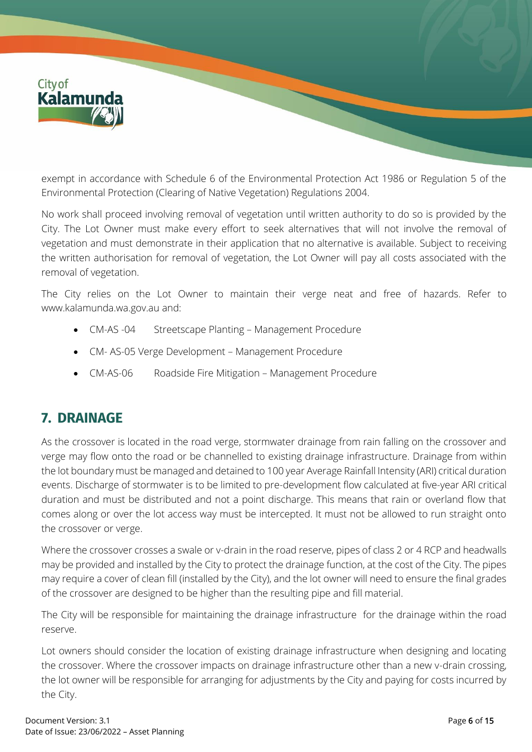exempt in accordance with Schedule 6 of the Environmental Protection Act 1986 or Regulation 5 of the Environmental Protection (Clearing of Native Vegetation) Regulations 2004.

No work shall proceed involving removal of vegetation until written authority to do so is provided by the City. The Lot Owner must make every effort to seek alternatives that will not involve the removal of vegetation and must demonstrate in their application that no alternative is available. Subject to receiving the written authorisation for removal of vegetation, the Lot Owner will pay all costs associated with the removal of vegetation.

The City relies on the Lot Owner to maintain their verge neat and free of hazards. Refer to www.kalamunda.wa.gov.au and:

- CM-AS -04 Streetscape Planting – Management Procedure
- CM- AS-05 Verge Development – Management Procedure
- CM-AS-06 Roadside Fire Mitigation – Management Procedure

## 7. DRAINAGE

As the crossover is located in the road verge, stormwater drainage from rain falling on the crossover and verge may flow onto the road or be channelled to existing drainage infrastructure. Drainage from within the lot boundary must be managed and detained to 100 year Average Rainfall Intensity (ARI) critical duration events. Discharge of stormwater is to be limited to pre-development flow calculated at five-year ARI critical duration and must be distributed and not a point discharge. This means that rain or overland flow that comes along or over the lot access way must be intercepted. It must not be allowed to run straight onto the crossover or verge.

Where the crossover crosses a swale or v-drain in the road reserve, pipes of class 2 or 4 RCP and headwalls may be provided and installed by the City to protect the drainage function, at the cost of the City. The pipes may require a cover of clean fill (installed by the City), and the lot owner will need to ensure the final grades of the crossover are designed to be higher than the resulting pipe and fill material.

The City will be responsible for maintaining the drainage infrastructure for the drainage within the road reserve.

Lot owners should consider the location of existing drainage infrastructure when designing and locating the crossover. Where the crossover impacts on drainage infrastructure other than a new v-drain crossing, the lot owner will be responsible for arranging for adjustments by the City and paying for costs incurred by the City.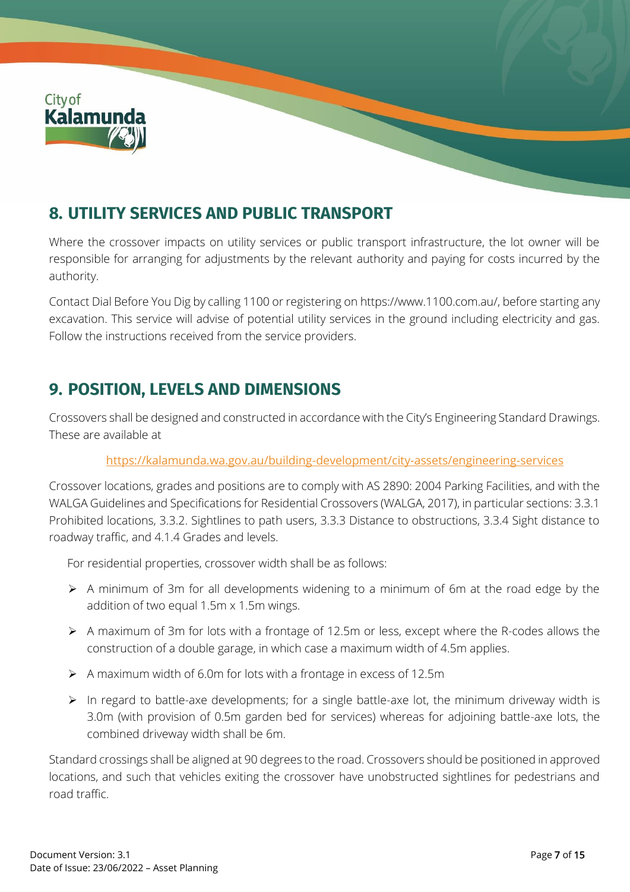## 8. UTILITY SERVICES AND PUBLIC TRANSPORT

Where the crossover impacts on utility services or public transport infrastructure, the lot owner will be responsible for arranging for adjustments by the relevant authority and paying for costs incurred by the authority.

Contact Dial Before You Dig by calling 1100 or registering on https://www.1100.com.au/, before starting any excavation. This service will advise of potential utility services in the ground including electricity and gas. Follow the instructions received from the service providers.

## 9. POSITION, LEVELS AND DIMENSIONS

Crossovers shall be designed and constructed in accordance with the City's Engineering Standard Drawings. These are available at

https://kalamunda.wa.gov.au/building-development/city-assets/engineering-services

Crossover locations, grades and positions are to comply with AS 2890: 2004 Parking Facilities, and with the WALGA Guidelines and Specifications for Residential Crossovers (WALGA, 2017), in particular sections: 3.3.1 Prohibited locations, 3.3.2. Sightlines to path users, 3.3.3 Distance to obstructions, 3.3.4 Sight distance to roadway traffic, and 4.1.4 Grades and levels.

For residential properties, crossover width shall be as follows:

- A minimum of 3m for all developments widening to a minimum of 6m at the road edge by the addition of two equal 1.5m x 1.5m wings.
- A maximum of 3m for lots with a frontage of 12.5m or less, except where the R-codes allows the construction of a double garage, in which case a maximum width of 4.5m applies.
- A maximum width of 6.0m for lots with a frontage in excess of 12.5m
- In regard to battle-axe developments; for a single battle-axe lot, the minimum driveway width is 3.0m (with provision of 0.5m garden bed for services) whereas for adjoining battle-axe lots, the combined driveway width shall be 6m.

Standard crossings shall be aligned at 90 degrees to the road. Crossovers should be positioned in approved locations, and such that vehicles exiting the crossover have unobstructed sightlines for pedestrians and road traffic.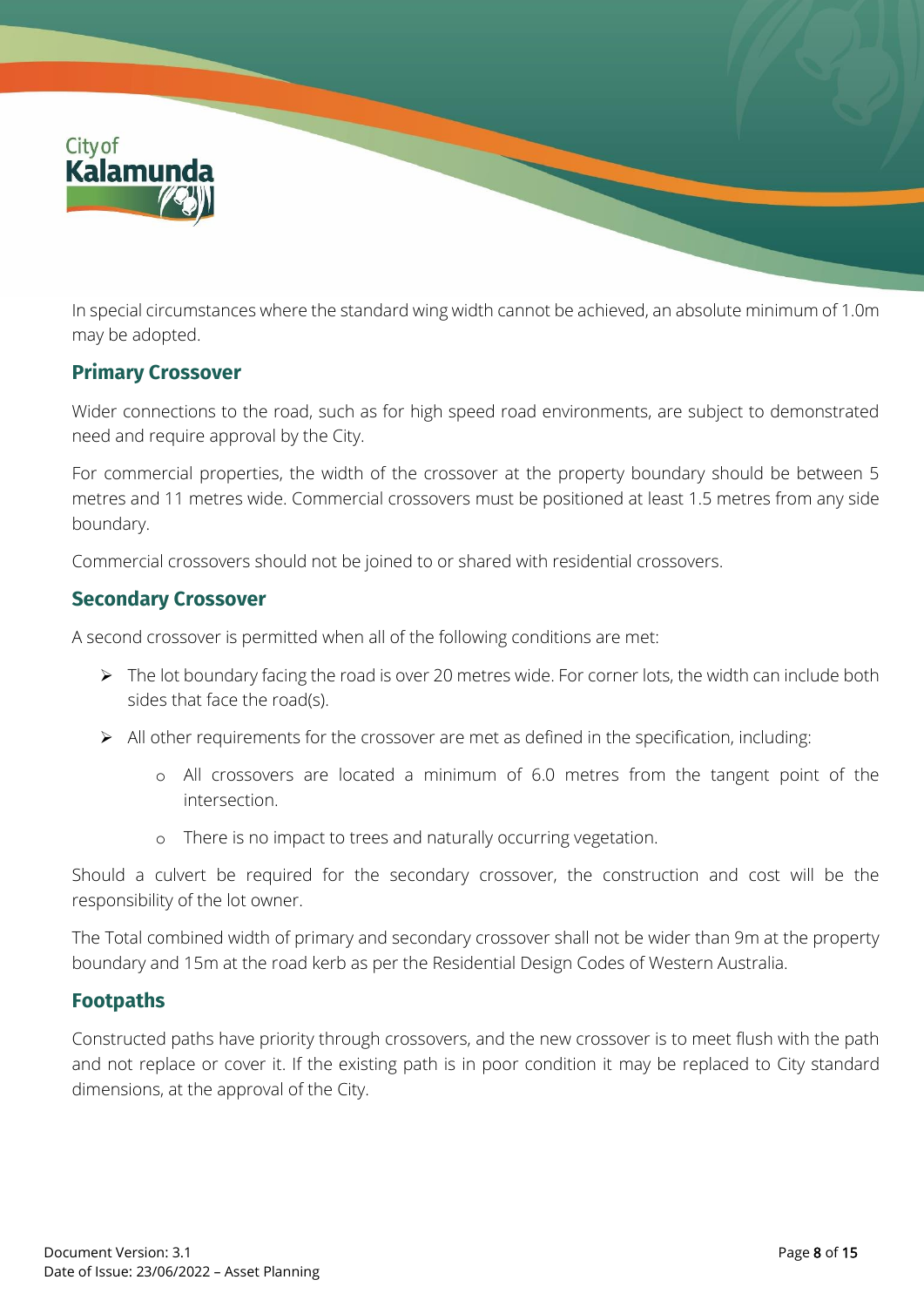In special circumstances where the standard wing width cannot be achieved, an absolute minimum of 1.0m may be adopted.

## Primary Crossover

Wider connections to the road, such as for high speed road environments, are subject to demonstrated need and require approval by the City.

For commercial properties, the width of the crossover at the property boundary should be between 5 metres and 11 metres wide. Commercial crossovers must be positioned at least 1.5 metres from any side boundary.

Commercial crossovers should not be joined to or shared with residential crossovers.

## Secondary Crossover

A second crossover is permitted when all of the following conditions are met:

- The lot boundary facing the road is over 20 metres wide. For corner lots, the width can include both sides that face the road(s).
- All other requirements for the crossover are met as defined in the specification, including:
    - All crossovers are located a minimum of 6.0 metres from the tangent point of the intersection.
    - There is no impact to trees and naturally occurring vegetation.

Should a culvert be required for the secondary crossover, the construction and cost will be the responsibility of the lot owner.

The Total combined width of primary and secondary crossover shall not be wider than 9m at the property boundary and 15m at the road kerb as per the Residential Design Codes of Western Australia.

## Footpaths

Constructed paths have priority through crossovers, and the new crossover is to meet flush with the path and not replace or cover it. If the existing path is in poor condition it may be replaced to City standard dimensions, at the approval of the City.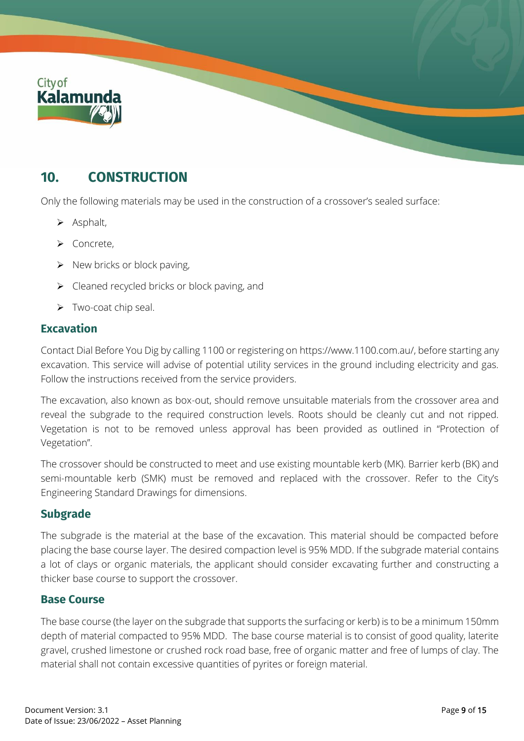## 10. CONSTRUCTION

Only the following materials may be used in the construction of a crossover's sealed surface:

- Asphalt,
- Concrete,
- New bricks or block paving,
- Cleaned recycled bricks or block paving, and
- Two-coat chip seal.

### Excavation

Contact Dial Before You Dig by calling 1100 or registering on https://www.1100.com.au/, before starting any excavation. This service will advise of potential utility services in the ground including electricity and gas. Follow the instructions received from the service providers.

The excavation, also known as box-out, should remove unsuitable materials from the crossover area and reveal the subgrade to the required construction levels. Roots should be cleanly cut and not ripped. Vegetation is not to be removed unless approval has been provided as outlined in "Protection of Vegetation".

The crossover should be constructed to meet and use existing mountable kerb (MK). Barrier kerb (BK) and semi-mountable kerb (SMK) must be removed and replaced with the crossover. Refer to the City's Engineering Standard Drawings for dimensions.

### Subgrade

The subgrade is the material at the base of the excavation. This material should be compacted before placing the base course layer. The desired compaction level is 95% MDD. If the subgrade material contains a lot of clays or organic materials, the applicant should consider excavating further and constructing a thicker base course to support the crossover.

### Base Course

The base course (the layer on the subgrade that supports the surfacing or kerb) is to be a minimum 150mm depth of material compacted to 95% MDD. The base course material is to consist of good quality, laterite gravel, crushed limestone or crushed rock road base, free of organic matter and free of lumps of clay. The material shall not contain excessive quantities of pyrites or foreign material.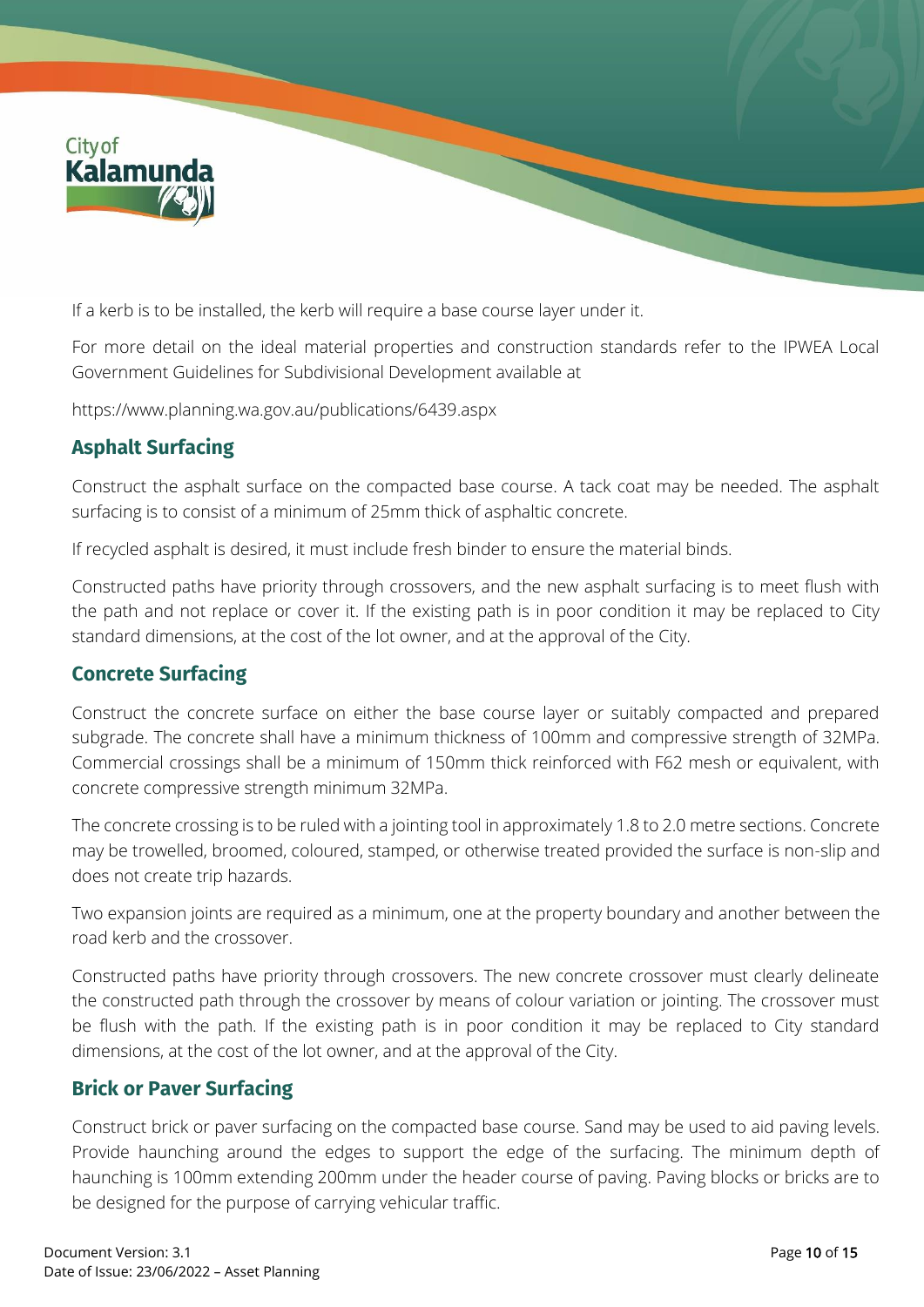If a kerb is to be installed, the kerb will require a base course layer under it.

For more detail on the ideal material properties and construction standards refer to the IPWEA Local Government Guidelines for Subdivisional Development available at

https://www.planning.wa.gov.au/publications/6439.aspx

## Asphalt Surfacing

Construct the asphalt surface on the compacted base course. A tack coat may be needed. The asphalt surfacing is to consist of a minimum of 25mm thick of asphaltic concrete.

If recycled asphalt is desired, it must include fresh binder to ensure the material binds.

Constructed paths have priority through crossovers, and the new asphalt surfacing is to meet flush with the path and not replace or cover it. If the existing path is in poor condition it may be replaced to City standard dimensions, at the cost of the lot owner, and at the approval of the City.

## Concrete Surfacing

Construct the concrete surface on either the base course layer or suitably compacted and prepared subgrade. The concrete shall have a minimum thickness of 100mm and compressive strength of 32MPa. Commercial crossings shall be a minimum of 150mm thick reinforced with F62 mesh or equivalent, with concrete compressive strength minimum 32MPa.

The concrete crossing is to be ruled with a jointing tool in approximately 1.8 to 2.0 metre sections. Concrete may be trowelled, broomed, coloured, stamped, or otherwise treated provided the surface is non-slip and does not create trip hazards.

Two expansion joints are required as a minimum, one at the property boundary and another between the road kerb and the crossover.

Constructed paths have priority through crossovers. The new concrete crossover must clearly delineate the constructed path through the crossover by means of colour variation or jointing. The crossover must be flush with the path. If the existing path is in poor condition it may be replaced to City standard dimensions, at the cost of the lot owner, and at the approval of the City.

## Brick or Paver Surfacing

Construct brick or paver surfacing on the compacted base course. Sand may be used to aid paving levels. Provide haunching around the edges to support the edge of the surfacing. The minimum depth of haunching is 100mm extending 200mm under the header course of paving. Paving blocks or bricks are to be designed for the purpose of carrying vehicular traffic.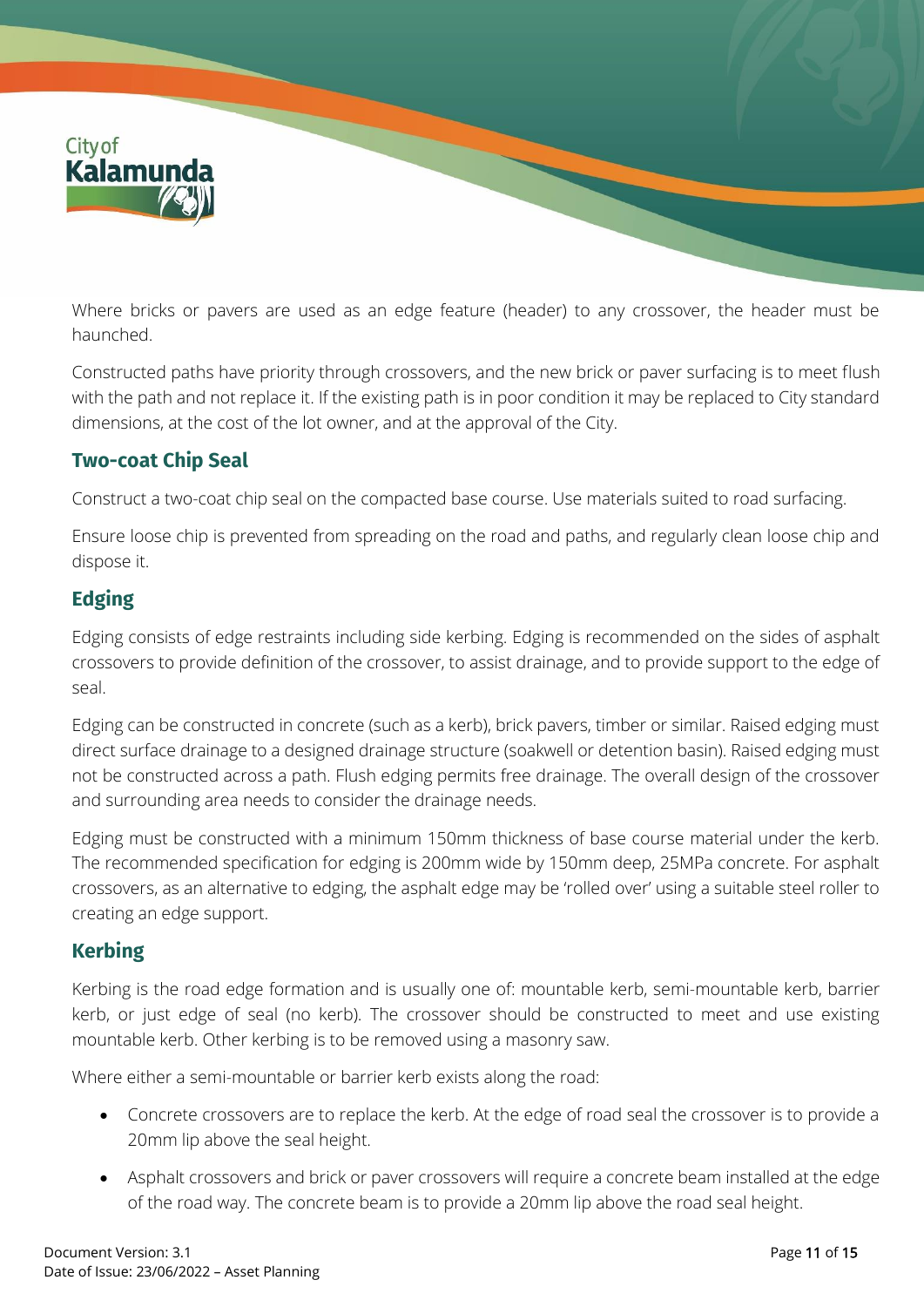Where bricks or pavers are used as an edge feature (header) to any crossover, the header must be haunched.

Constructed paths have priority through crossovers, and the new brick or paver surfacing is to meet flush with the path and not replace it. If the existing path is in poor condition it may be replaced to City standard dimensions, at the cost of the lot owner, and at the approval of the City.

## Two-coat Chip Seal

Construct a two-coat chip seal on the compacted base course. Use materials suited to road surfacing.

Ensure loose chip is prevented from spreading on the road and paths, and regularly clean loose chip and dispose it.

## Edging

Edging consists of edge restraints including side kerbing. Edging is recommended on the sides of asphalt crossovers to provide definition of the crossover, to assist drainage, and to provide support to the edge of seal.

Edging can be constructed in concrete (such as a kerb), brick pavers, timber or similar. Raised edging must direct surface drainage to a designed drainage structure (soakwell or detention basin). Raised edging must not be constructed across a path. Flush edging permits free drainage. The overall design of the crossover and surrounding area needs to consider the drainage needs.

Edging must be constructed with a minimum 150mm thickness of base course material under the kerb. The recommended specification for edging is 200mm wide by 150mm deep, 25MPa concrete. For asphalt crossovers, as an alternative to edging, the asphalt edge may be 'rolled over' using a suitable steel roller to creating an edge support.

## Kerbing

Kerbing is the road edge formation and is usually one of: mountable kerb, semi-mountable kerb, barrier kerb, or just edge of seal (no kerb). The crossover should be constructed to meet and use existing mountable kerb. Other kerbing is to be removed using a masonry saw.

Where either a semi-mountable or barrier kerb exists along the road:

- Concrete crossovers are to replace the kerb. At the edge of road seal the crossover is to provide a 20mm lip above the seal height.
- Asphalt crossovers and brick or paver crossovers will require a concrete beam installed at the edge of the road way. The concrete beam is to provide a 20mm lip above the road seal height.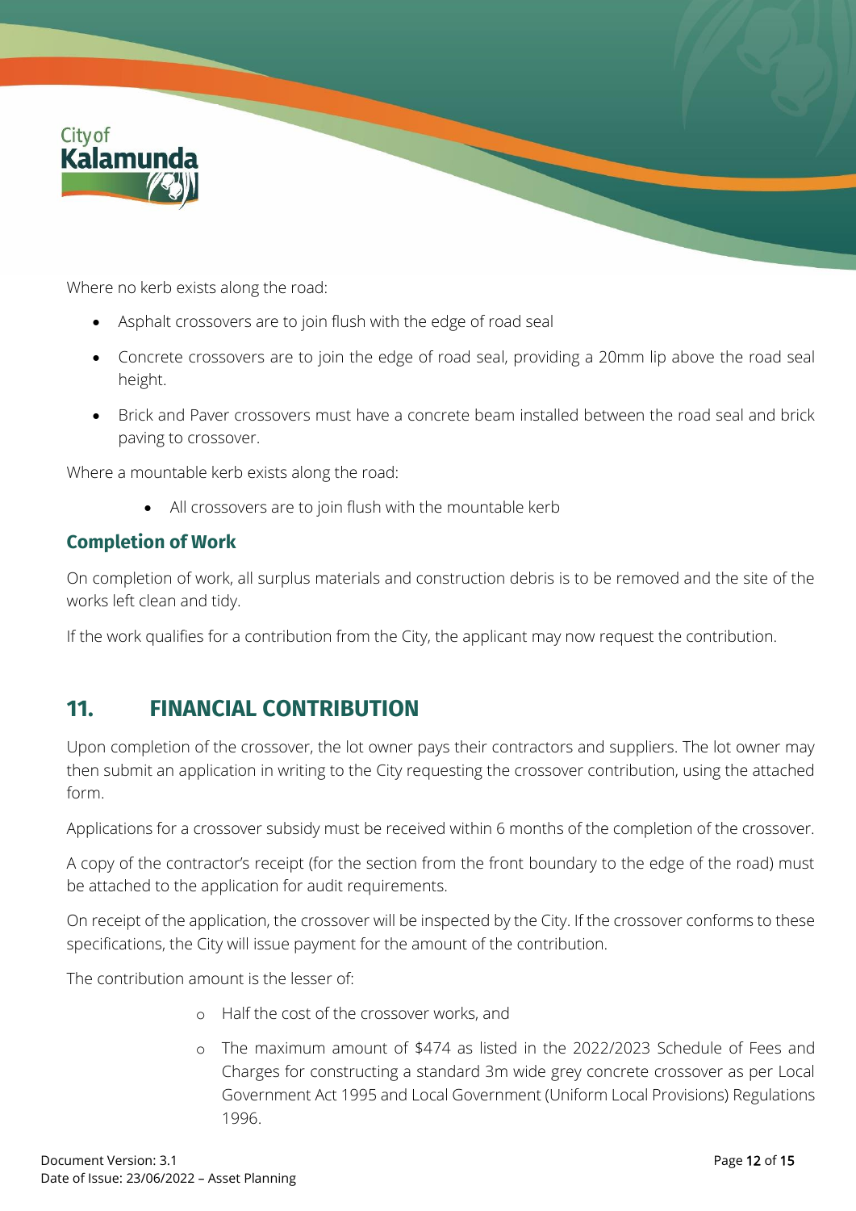Where no kerb exists along the road:

- Asphalt crossovers are to join flush with the edge of road seal
- Concrete crossovers are to join the edge of road seal, providing a 20mm lip above the road seal height.
- Brick and Paver crossovers must have a concrete beam installed between the road seal and brick paving to crossover.

Where a mountable kerb exists along the road:

- All crossovers are to join flush with the mountable kerb

### Completion of Work

On completion of work, all surplus materials and construction debris is to be removed and the site of the works left clean and tidy.

If the work qualifies for a contribution from the City, the applicant may now request the contribution.

## 11. FINANCIAL CONTRIBUTION

Upon completion of the crossover, the lot owner pays their contractors and suppliers. The lot owner may then submit an application in writing to the City requesting the crossover contribution, using the attached form.

Applications for a crossover subsidy must be received within 6 months of the completion of the crossover.

A copy of the contractor's receipt (for the section from the front boundary to the edge of the road) must be attached to the application for audit requirements.

On receipt of the application, the crossover will be inspected by the City. If the crossover conforms to these specifications, the City will issue payment for the amount of the contribution.

The contribution amount is the lesser of:

- Half the cost of the crossover works, and
- The maximum amount of $474 as listed in the 2022/2023 Schedule of Fees and Charges for constructing a standard 3m wide grey concrete crossover as per Local Government Act 1995 and Local Government (Uniform Local Provisions) Regulations 1996.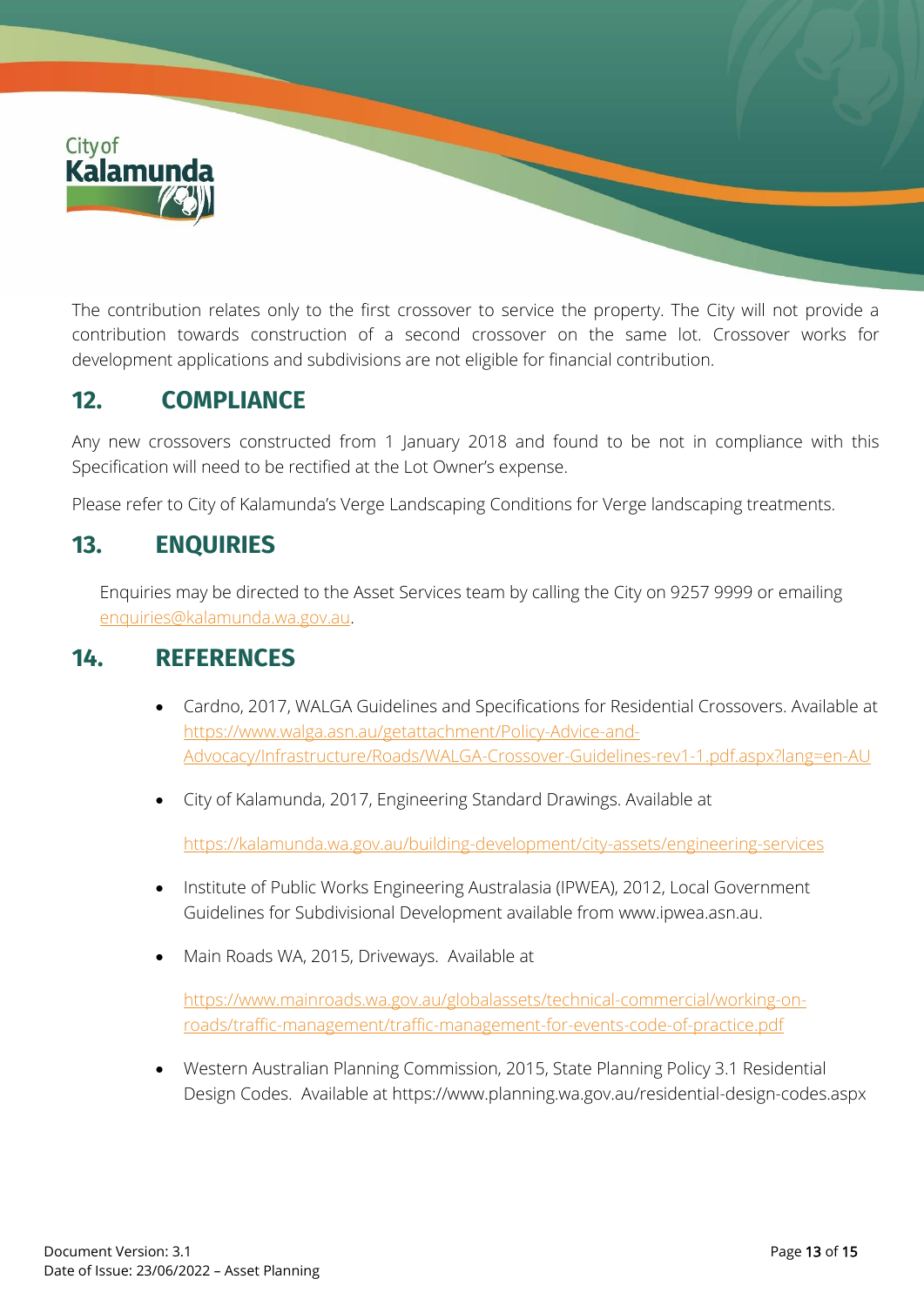The contribution relates only to the first crossover to service the property. The City will not provide a contribution towards construction of a second crossover on the same lot. Crossover works for development applications and subdivisions are not eligible for financial contribution.

## 12. COMPLIANCE

Any new crossovers constructed from 1 January 2018 and found to be not in compliance with this Specification will need to be rectified at the Lot Owner's expense.

Please refer to City of Kalamunda's Verge Landscaping Conditions for Verge landscaping treatments.

## 13. ENQUIRIES

Enquiries may be directed to the Asset Services team by calling the City on 9257 9999 or emailing enquiries@kalamunda.wa.gov.au.

## 14. REFERENCES

- Cardno, 2017, WALGA Guidelines and Specifications for Residential Crossovers. Available at https://www.walga.asn.au/getattachment/Policy-Advice-and-Advocacy/Infrastructure/Roads/WALGA-Crossover-Guidelines-rev1-1.pdf.aspx?lang=en-AU
- City of Kalamunda, 2017, Engineering Standard Drawings. Available at

  https://kalamunda.wa.gov.au/building-development/city-assets/engineering-services
- Institute of Public Works Engineering Australasia (IPWEA), 2012, Local Government Guidelines for Subdivisional Development available from www.ipwea.asn.au.
- Main Roads WA, 2015, Driveways. Available at

  https://www.mainroads.wa.gov.au/globalassets/technical-commercial/working-on-roads/traffic-management/traffic-management-for-events-code-of-practice.pdf
- Western Australian Planning Commission, 2015, State Planning Policy 3.1 Residential Design Codes. Available at https://www.planning.wa.gov.au/residential-design-codes.aspx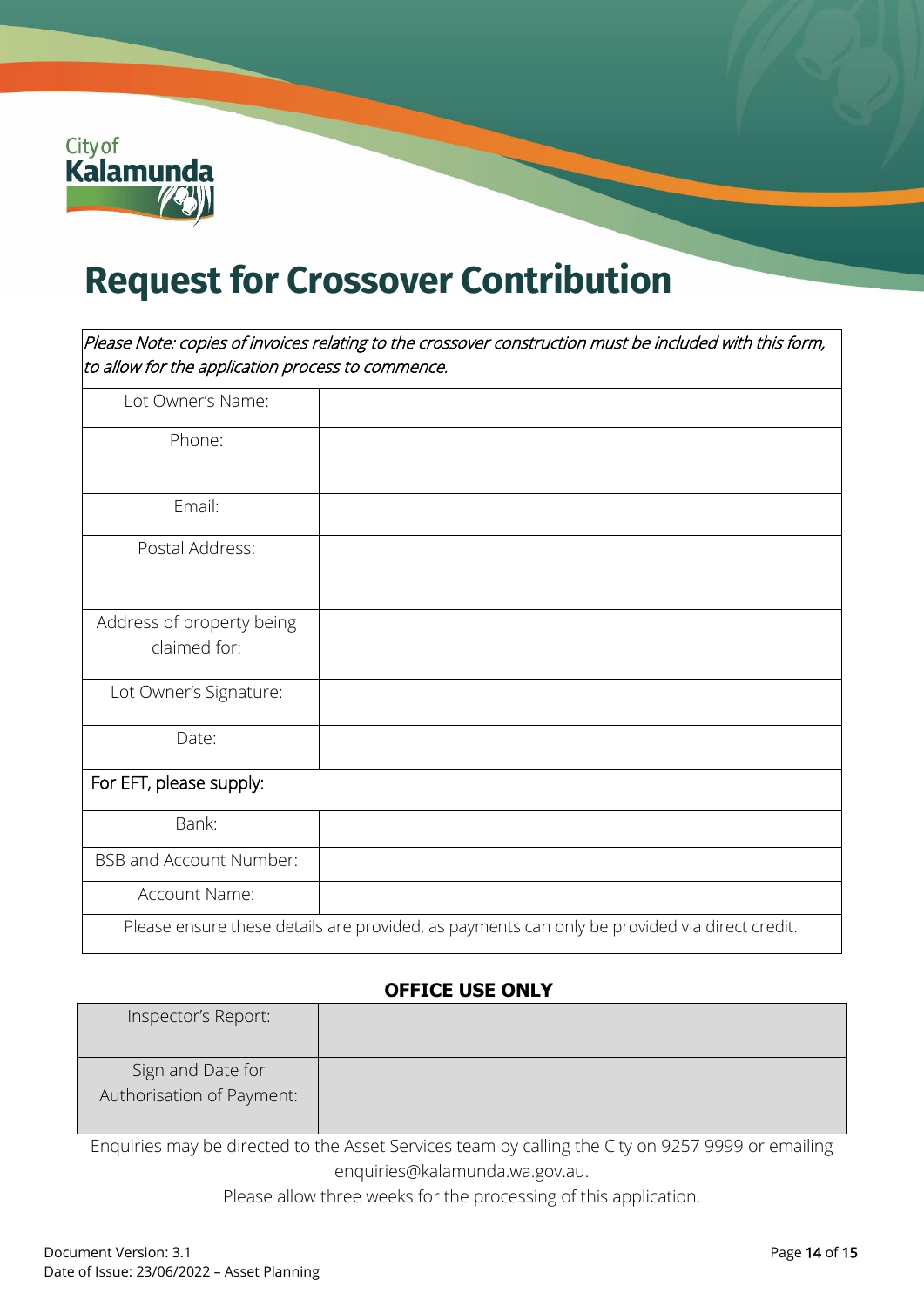# Request for Crossover Contribution

| *Please Note: copies of invoices relating to the crossover construction must be included with this form, to allow for the application process to commence.* | |
|---|---|
| Lot Owner's Name: | |
| Phone: | |
| Email: | |
| Postal Address: | |
| Address of property being claimed for: | |
| Lot Owner's Signature: | |
| Date: | |
| For EFT, please supply: | |
| Bank: | |
| BSB and Account Number: | |
| Account Name: | |
| Please ensure these details are provided, as payments can only be provided via direct credit. | |

**OFFICE USE ONLY**

| Inspector's Report: | |
|---|---|
| Sign and Date for Authorisation of Payment: | |

Enquiries may be directed to the Asset Services team by calling the City on 9257 9999 or emailing enquiries@kalamunda.wa.gov.au.

Please allow three weeks for the processing of this application.

Document Version: 3.1
Date of Issue: 23/06/2022 – Asset Planning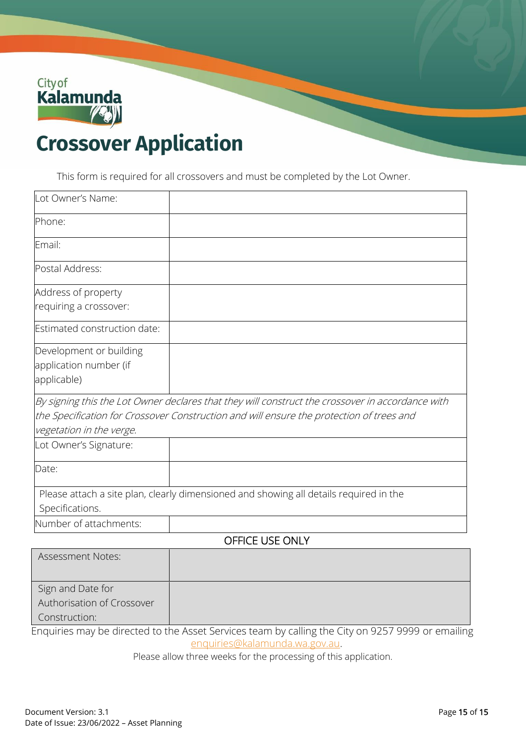City of Kalamunda

# Crossover Application

This form is required for all crossovers and must be completed by the Lot Owner.

| | |
|---|---|
| Lot Owner's Name: | |
| Phone: | |
| Email: | |
| Postal Address: | |
| Address of property requiring a crossover: | |
| Estimated construction date: | |
| Development or building application number (if applicable) | |
| *By signing this the Lot Owner declares that they will construct the crossover in accordance with the Specification for Crossover Construction and will ensure the protection of trees and vegetation in the verge.* | |
| Lot Owner's Signature: | |
| Date: | |
| Please attach a site plan, clearly dimensioned and showing all details required in the Specifications. | |
| Number of attachments: | |

OFFICE USE ONLY

| | |
|---|---|
| Assessment Notes: | |
| Sign and Date for Authorisation of Crossover Construction: | |

Enquiries may be directed to the Asset Services team by calling the City on 9257 9999 or emailing enquiries@kalamunda.wa.gov.au.

Please allow three weeks for the processing of this application.

Document Version: 3.1
Date of Issue: 23/06/2022 – Asset Planning